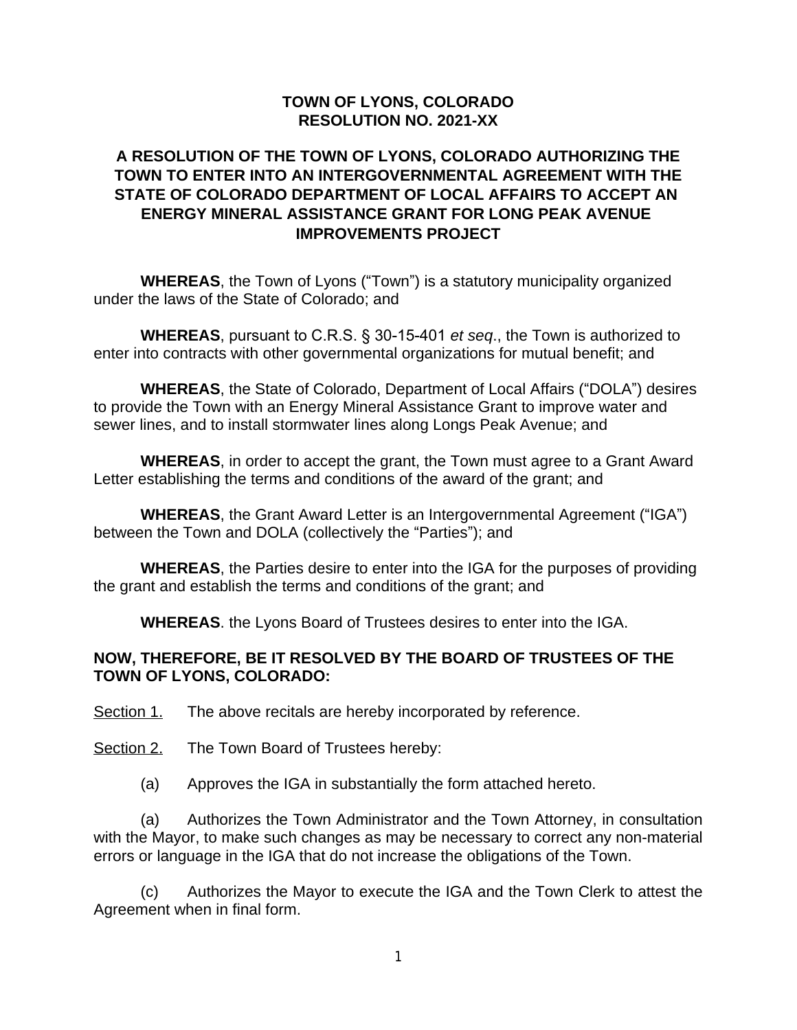# TOWN OF LYONS, COLORADO
# RESOLUTION NO. 2021-XX

## A RESOLUTION OF THE TOWN OF LYONS, COLORADO AUTHORIZING THE TOWN TO ENTER INTO AN INTERGOVERNMENTAL AGREEMENT WITH THE STATE OF COLORADO DEPARTMENT OF LOCAL AFFAIRS TO ACCEPT AN ENERGY MINERAL ASSISTANCE GRANT FOR LONG PEAK AVENUE IMPROVEMENTS PROJECT

**WHEREAS**, the Town of Lyons ("Town") is a statutory municipality organized under the laws of the State of Colorado; and

**WHEREAS**, pursuant to C.R.S. § 30-15-401 *et seq*., the Town is authorized to enter into contracts with other governmental organizations for mutual benefit; and

**WHEREAS**, the State of Colorado, Department of Local Affairs ("DOLA") desires to provide the Town with an Energy Mineral Assistance Grant to improve water and sewer lines, and to install stormwater lines along Longs Peak Avenue; and

**WHEREAS**, in order to accept the grant, the Town must agree to a Grant Award Letter establishing the terms and conditions of the award of the grant; and

**WHEREAS**, the Grant Award Letter is an Intergovernmental Agreement ("IGA") between the Town and DOLA (collectively the "Parties"); and

**WHEREAS**, the Parties desire to enter into the IGA for the purposes of providing the grant and establish the terms and conditions of the grant; and

**WHEREAS**. the Lyons Board of Trustees desires to enter into the IGA.

**NOW, THEREFORE, BE IT RESOLVED BY THE BOARD OF TRUSTEES OF THE TOWN OF LYONS, COLORADO:**

Section 1. The above recitals are hereby incorporated by reference.

Section 2. The Town Board of Trustees hereby:

(a) Approves the IGA in substantially the form attached hereto.

(a) Authorizes the Town Administrator and the Town Attorney, in consultation with the Mayor, to make such changes as may be necessary to correct any non-material errors or language in the IGA that do not increase the obligations of the Town.

(c) Authorizes the Mayor to execute the IGA and the Town Clerk to attest the Agreement when in final form.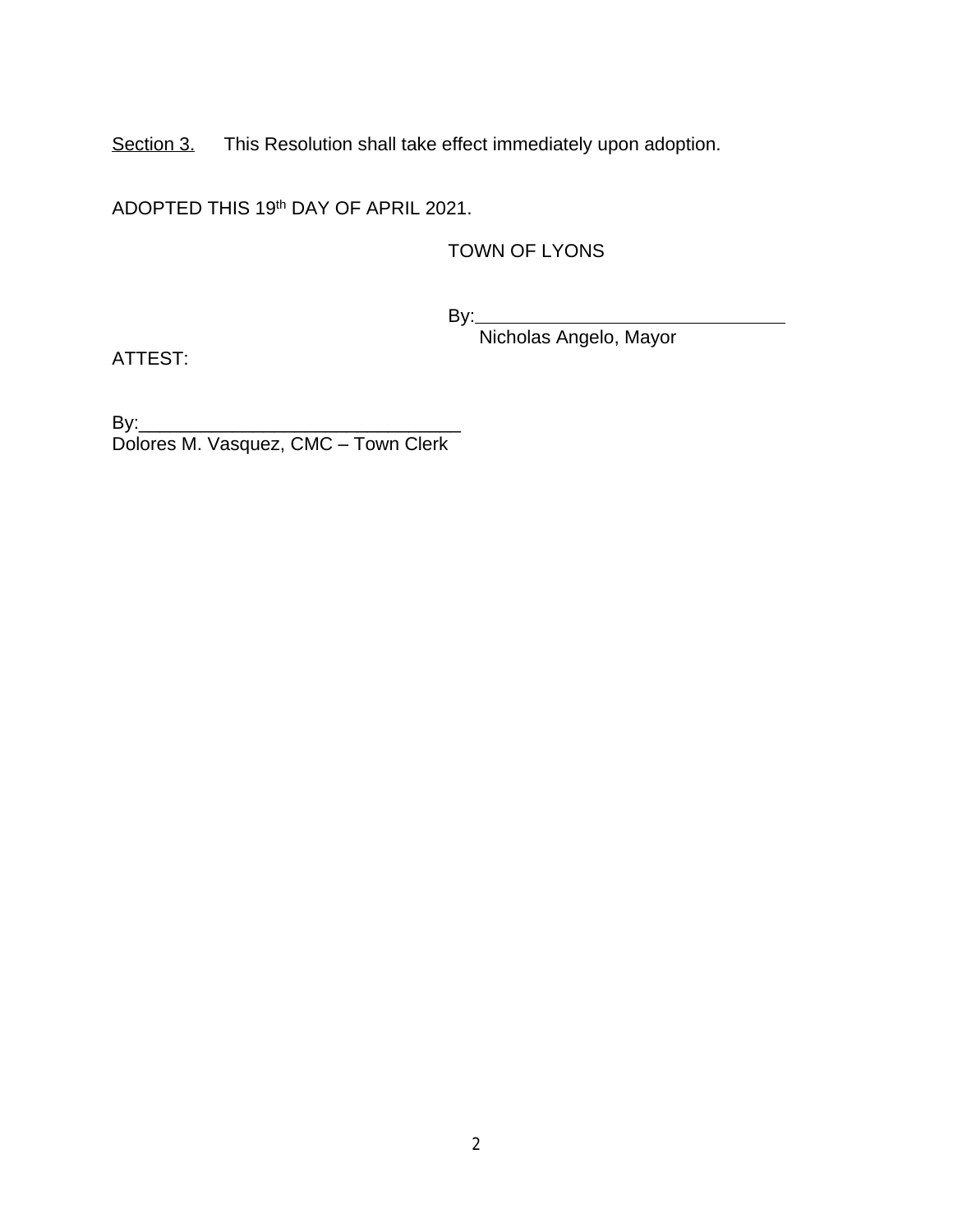Section 3. This Resolution shall take effect immediately upon adoption.

ADOPTED THIS 19th DAY OF APRIL 2021.

TOWN OF LYONS

By:\_\_\_\_\_\_\_\_\_\_\_\_\_\_\_\_\_\_\_\_\_\_\_\_\_\_\_\_\_\_\_\_

Nicholas Angelo, Mayor

ATTEST:

By:\_\_\_\_\_\_\_\_\_\_\_\_\_\_\_\_\_\_\_\_\_\_\_\_\_\_\_\_\_\_\_\_

Dolores M. Vasquez, CMC – Town Clerk